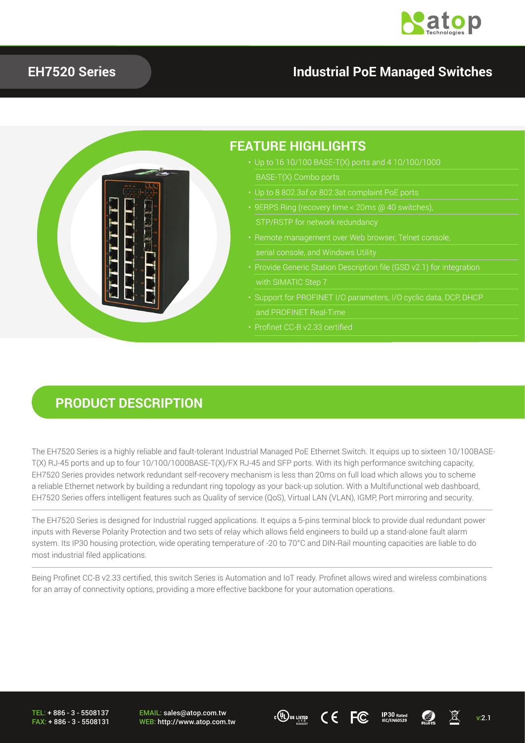## EH7520 Series

## Industrial PoE Managed Switches

## FEATURE HIGHLIGHTS

- Up to 16 10/100 BASE-T(X) ports and 4 10/100/1000 BASE-T(X) Combo ports
- Up to 8 802.3af or 802.3at complaint PoE ports
- 9ERPS Ring (recovery time < 20ms @ 40 switches), STP/RSTP for network redundancy
- Remote management over Web browser, Telnet console, serial console, and Windows Utility
- Provide Generic Station Description file (GSD v2.1) for integration with SIMATIC Step 7
- Support for PROFINET I/O parameters, I/O cyclic data, DCP, DHCP and PROFINET Real-Time
- Profinet CC-B v2.33 certified

## PRODUCT DESCRIPTION

The EH7520 Series is a highly reliable and fault-tolerant Industrial Managed PoE Ethernet Switch. It equips up to sixteen 10/100BASE-T(X) RJ-45 ports and up to four 10/100/1000BASE-T(X)/FX RJ-45 and SFP ports. With its high performance switching capacity, EH7520 Series provides network redundant self-recovery mechanism is less than 20ms on full load which allows you to scheme a reliable Ethernet network by building a redundant ring topology as your back-up solution. With a Multifunctional web dashboard, EH7520 Series offers intelligent features such as Quality of service (QoS), Virtual LAN (VLAN), IGMP, Port mirroring and security.

The EH7520 Series is designed for Industrial rugged applications. It equips a 5-pins terminal block to provide dual redundant power inputs with Reverse Polarity Protection and two sets of relay which allows field engineers to build up a stand-alone fault alarm system. Its IP30 housing protection, wide operating temperature of -20 to 70°C and DIN-Rail mounting capacities are liable to do most industrial filed applications.

Being Profinet CC-B v2.33 certified, this switch Series is Automation and IoT ready. Profinet allows wired and wireless combinations for an array of connectivity options, providing a more effective backbone for your automation operations.

TEL: + 886 - 3 - 5508137
FAX: + 886 - 3 - 5508131

EMAIL: sales@atop.com.tw
WEB: http://www.atop.com.tw

v:2.1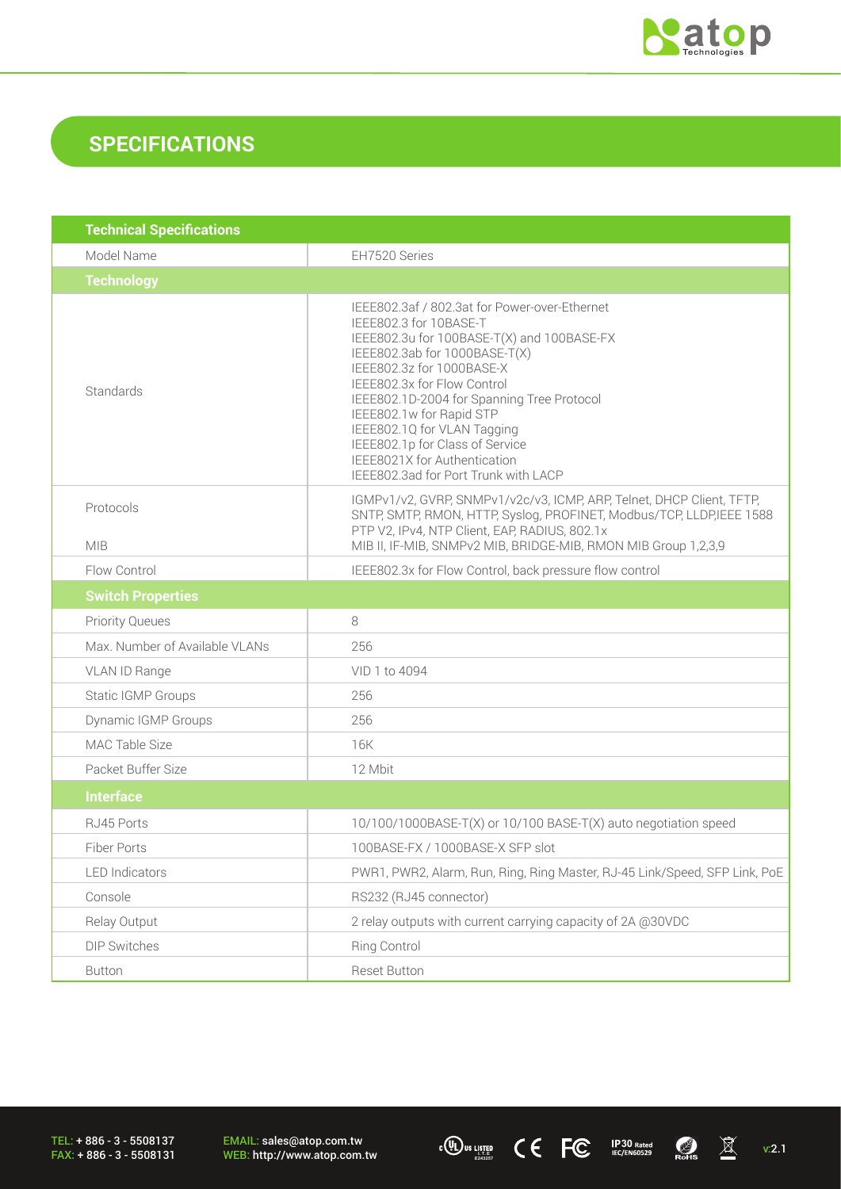## SPECIFICATIONS

| Technical Specifications | |
|---|---|
| Model Name | EH7520 Series |
| **Technology** | |
| Standards | IEEE802.3af / 802.3at for Power-over-Ethernet<br>IEEE802.3 for 10BASE-T<br>IEEE802.3u for 100BASE-T(X) and 100BASE-FX<br>IEEE802.3ab for 1000BASE-T(X)<br>IEEE802.3z for 1000BASE-X<br>IEEE802.3x for Flow Control<br>IEEE802.1D-2004 for Spanning Tree Protocol<br>IEEE802.1w for Rapid STP<br>IEEE802.1Q for VLAN Tagging<br>IEEE802.1p for Class of Service<br>IEEE8021X for Authentication<br>IEEE802.3ad for Port Trunk with LACP |
| Protocols | IGMPv1/v2, GVRP, SNMPv1/v2c/v3, ICMP, ARP, Telnet, DHCP Client, TFTP, SNTP, SMTP, RMON, HTTP, Syslog, PROFINET, Modbus/TCP, LLDP,IEEE 1588 PTP V2, IPv4, NTP Client, EAP, RADIUS, 802.1x |
| MIB | MIB II, IF-MIB, SNMPv2 MIB, BRIDGE-MIB, RMON MIB Group 1,2,3,9 |
| Flow Control | IEEE802.3x for Flow Control, back pressure flow control |
| **Switch Properties** | |
| Priority Queues | 8 |
| Max. Number of Available VLANs | 256 |
| VLAN ID Range | VID 1 to 4094 |
| Static IGMP Groups | 256 |
| Dynamic IGMP Groups | 256 |
| MAC Table Size | 16K |
| Packet Buffer Size | 12 Mbit |
| **Interface** | |
| RJ45 Ports | 10/100/1000BASE-T(X) or 10/100 BASE-T(X) auto negotiation speed |
| Fiber Ports | 100BASE-FX / 1000BASE-X SFP slot |
| LED Indicators | PWR1, PWR2, Alarm, Run, Ring, Ring Master, RJ-45 Link/Speed, SFP Link, PoE |
| Console | RS232 (RJ45 connector) |
| Relay Output | 2 relay outputs with current carrying capacity of 2A @30VDC |
| DIP Switches | Ring Control |
| Button | Reset Button |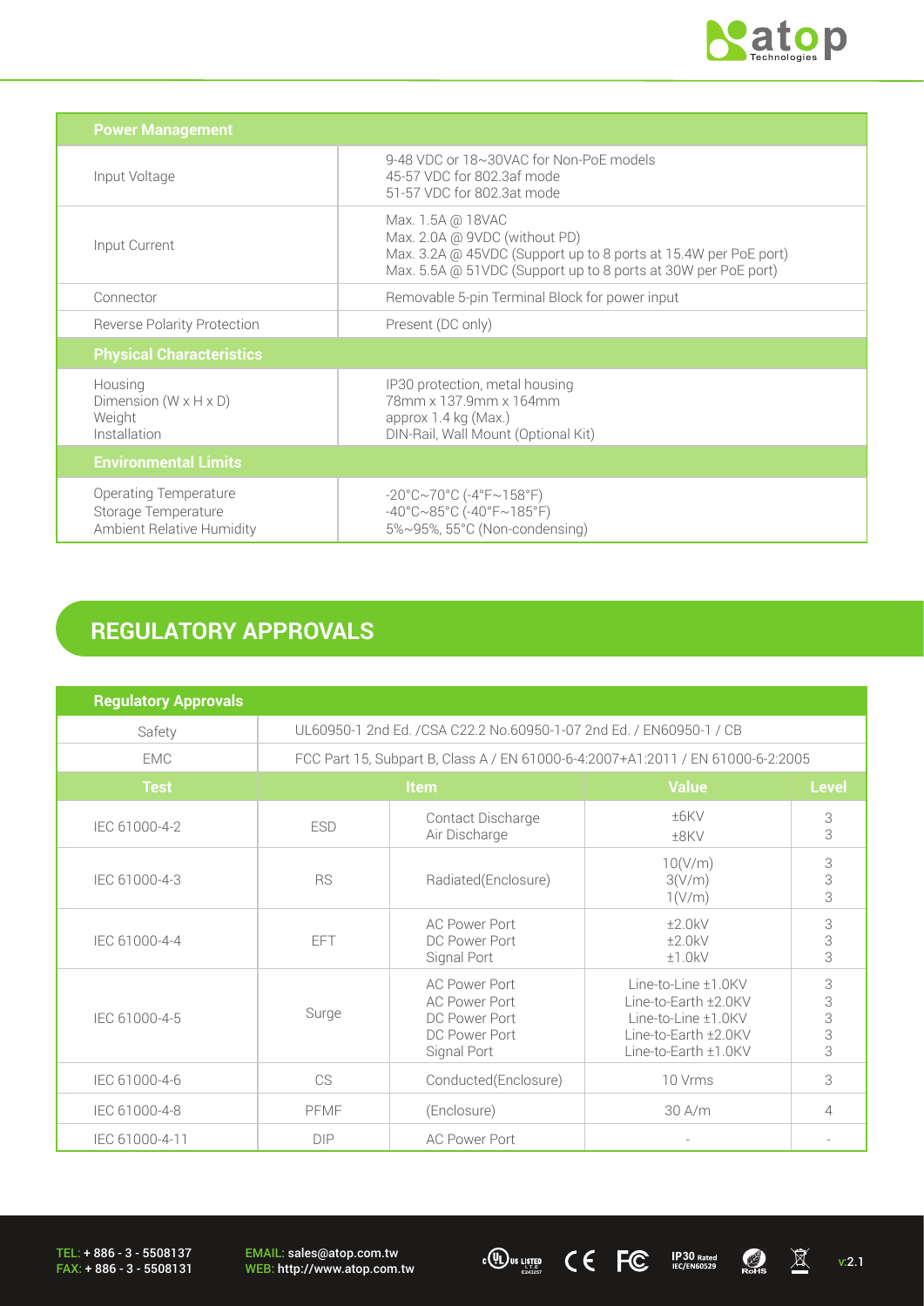| Power Management | |
|---|---|
| Input Voltage | 9-48 VDC or 18~30VAC for Non-PoE models<br>45-57 VDC for 802.3af mode<br>51-57 VDC for 802.3at mode |
| Input Current | Max. 1.5A @ 18VAC<br>Max. 2.0A @ 9VDC (without PD)<br>Max. 3.2A @ 45VDC (Support up to 8 ports at 15.4W per PoE port)<br>Max. 5.5A @ 51VDC (Support up to 8 ports at 30W per PoE port) |
| Connector | Removable 5-pin Terminal Block for power input |
| Reverse Polarity Protection | Present (DC only) |
| **Physical Characteristics** | |
| Housing<br>Dimension (W x H x D)<br>Weight<br>Installation | IP30 protection, metal housing<br>78mm x 137.9mm x 164mm<br>approx 1.4 kg (Max.)<br>DIN-Rail, Wall Mount (Optional Kit) |
| **Environmental Limits** | |
| Operating Temperature<br>Storage Temperature<br>Ambient Relative Humidity | -20°C~70°C (-4°F~158°F)<br>-40°C~85°C (-40°F~185°F)<br>5%~95%, 55°C (Non-condensing) |

## REGULATORY APPROVALS

| Regulatory Approvals | | | | |
|---|---|---|---|---|
| Safety | UL60950-1 2nd Ed. /CSA C22.2 No.60950-1-07 2nd Ed. / EN60950-1 / CB | | | |
| EMC | FCC Part 15, Subpart B, Class A / EN 61000-6-4:2007+A1:2011 / EN 61000-6-2:2005 | | | |
| **Test** | **Item** | | **Value** | **Level** |
| IEC 61000-4-2 | ESD | Contact Discharge<br>Air Discharge | ±6KV<br>±8KV | 3<br>3 |
| IEC 61000-4-3 | RS | Radiated(Enclosure) | 10(V/m)<br>3(V/m)<br>1(V/m) | 3<br>3<br>3 |
| IEC 61000-4-4 | EFT | AC Power Port<br>DC Power Port<br>Signal Port | ±2.0kV<br>±2.0kV<br>±1.0kV | 3<br>3<br>3 |
| IEC 61000-4-5 | Surge | AC Power Port<br>AC Power Port<br>DC Power Port<br>DC Power Port<br>Signal Port | Line-to-Line ±1.0KV<br>Line-to-Earth ±2.0KV<br>Line-to-Line ±1.0KV<br>Line-to-Earth ±2.0KV<br>Line-to-Earth ±1.0KV | 3<br>3<br>3<br>3<br>3 |
| IEC 61000-4-6 | CS | Conducted(Enclosure) | 10 Vrms | 3 |
| IEC 61000-4-8 | PFMF | (Enclosure) | 30 A/m | 4 |
| IEC 61000-4-11 | DIP | AC Power Port | - | - |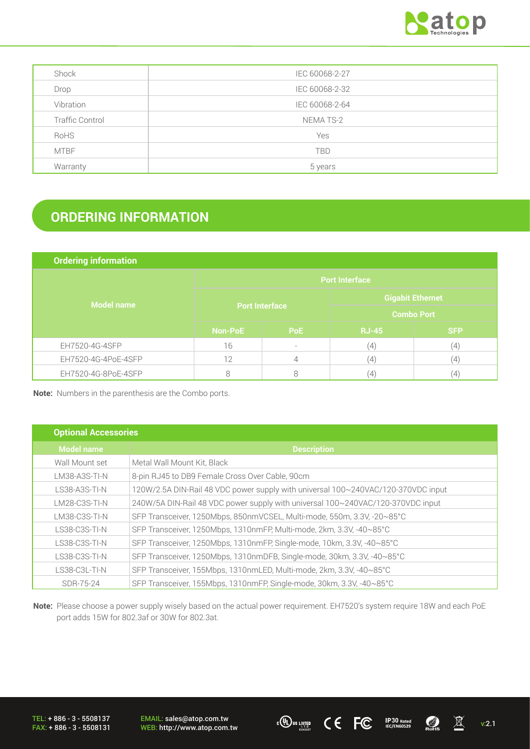| | |
|---|---|
| Shock | IEC 60068-2-27 |
| Drop | IEC 60068-2-32 |
| Vibration | IEC 60068-2-64 |
| Traffic Control | NEMA TS-2 |
| RoHS | Yes |
| MTBF | TBD |
| Warranty | 5 years |

## ORDERING INFORMATION

**Ordering information**

| Model name | Port Interface | | | |
|---|---|---|---|---|
| | Port Interface | | Gigabit Ethernet | |
| | | | Combo Port | |
| | Non-PoE | PoE | RJ-45 | SFP |
| EH7520-4G-4SFP | 16 | - | (4) | (4) |
| EH7520-4G-4PoE-4SFP | 12 | 4 | (4) | (4) |
| EH7520-4G-8PoE-4SFP | 8 | 8 | (4) | (4) |

**Note:** Numbers in the parenthesis are the Combo ports.

**Optional Accessories**

| Model name | Description |
|---|---|
| Wall Mount set | Metal Wall Mount Kit, Black |
| LM38-A3S-TI-N | 8-pin RJ45 to DB9 Female Cross Over Cable, 90cm |
| LS38-A3S-TI-N | 120W/2.5A DIN-Rail 48 VDC power supply with universal 100~240VAC/120-370VDC input |
| LM28-C3S-TI-N | 240W/5A DIN-Rail 48 VDC power supply with universal 100~240VAC/120-370VDC input |
| LM38-C3S-TI-N | SFP Transceiver, 1250Mbps, 850nmVCSEL, Multi-mode, 550m, 3.3V, -20~85°C |
| LS38-C3S-TI-N | SFP Transceiver, 1250Mbps, 1310nmFP, Multi-mode, 2km, 3.3V, -40~85°C |
| LS38-C3S-TI-N | SFP Transceiver, 1250Mbps, 1310nmFP, Single-mode, 10km, 3.3V, -40~85°C |
| LS38-C3S-TI-N | SFP Transceiver, 1250Mbps, 1310nmDFB, Single-mode, 30km, 3.3V, -40~85°C |
| LS38-C3L-TI-N | SFP Transceiver, 155Mbps, 1310nmLED, Multi-mode, 2km, 3.3V, -40~85°C |
| SDR-75-24 | SFP Transceiver, 155Mbps, 1310nmFP, Single-mode, 30km, 3.3V, -40~85°C |

**Note:** Please choose a power supply wisely based on the actual power requirement. EH7520's system require 18W and each PoE port adds 15W for 802.3af or 30W for 802.3at.

TEL: + 886 - 3 - 5508137
FAX: + 886 - 3 - 5508131

EMAIL: sales@atop.com.tw
WEB: http://www.atop.com.tw

v:2.1